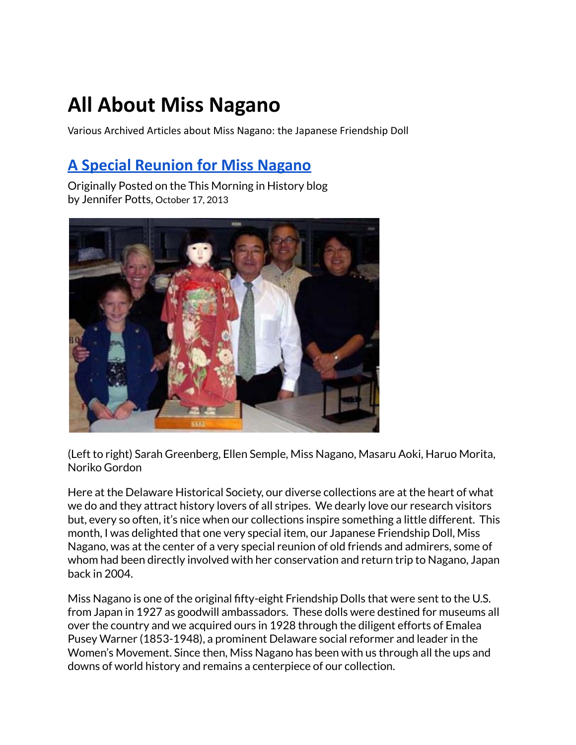# All About Miss Nagano

Various Archived Articles about Miss Nagano: the Japanese Friendship Doll

## A Special Reunion for Miss Nagano

Originally Posted on the This Morning in History blog
by Jennifer Potts, October 17, 2013

(Left to right) Sarah Greenberg, Ellen Semple, Miss Nagano, Masaru Aoki, Haruo Morita, Noriko Gordon

Here at the Delaware Historical Society, our diverse collections are at the heart of what we do and they attract history lovers of all stripes. We dearly love our research visitors but, every so often, it's nice when our collections inspire something a little different. This month, I was delighted that one very special item, our Japanese Friendship Doll, Miss Nagano, was at the center of a very special reunion of old friends and admirers, some of whom had been directly involved with her conservation and return trip to Nagano, Japan back in 2004.

Miss Nagano is one of the original fifty-eight Friendship Dolls that were sent to the U.S. from Japan in 1927 as goodwill ambassadors. These dolls were destined for museums all over the country and we acquired ours in 1928 through the diligent efforts of Emalea Pusey Warner (1853-1948), a prominent Delaware social reformer and leader in the Women's Movement. Since then, Miss Nagano has been with us through all the ups and downs of world history and remains a centerpiece of our collection.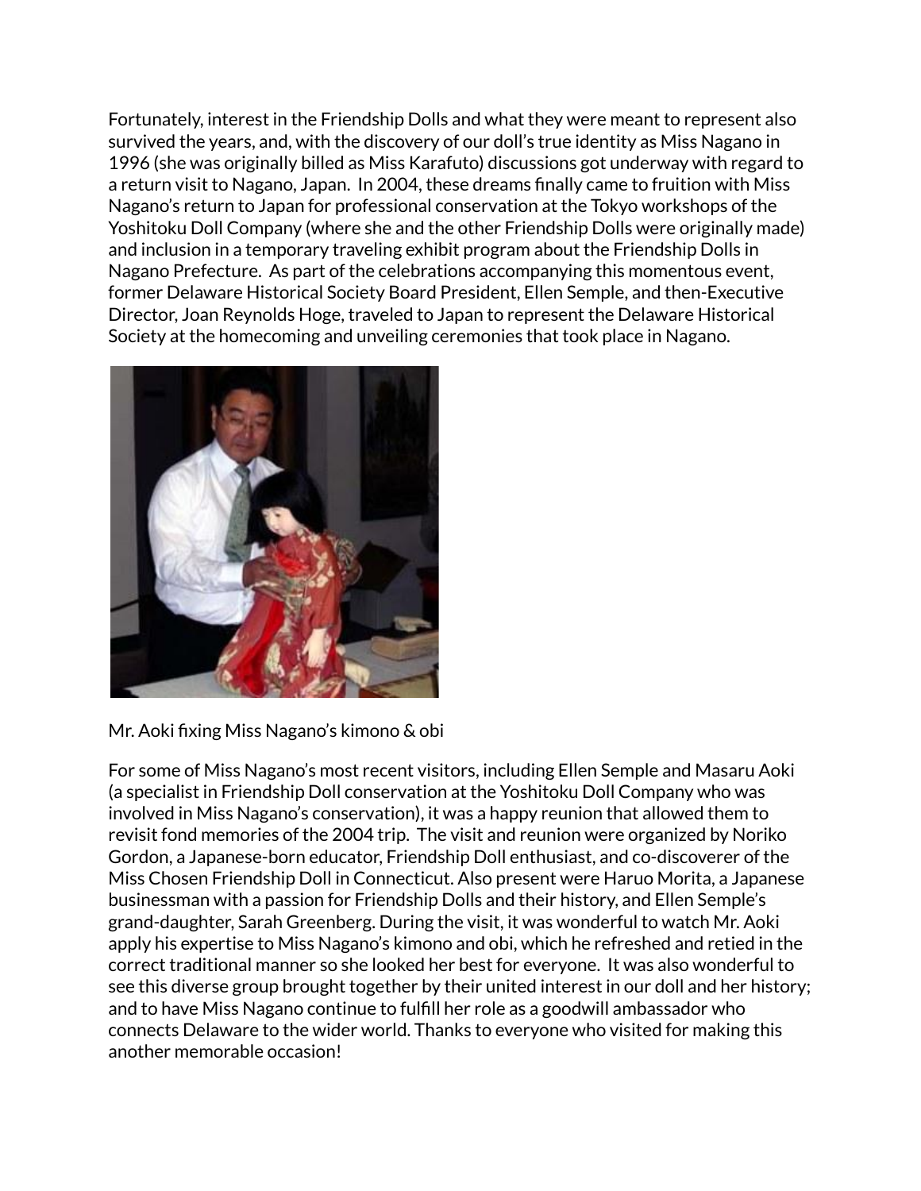Fortunately, interest in the Friendship Dolls and what they were meant to represent also survived the years, and, with the discovery of our doll's true identity as Miss Nagano in 1996 (she was originally billed as Miss Karafuto) discussions got underway with regard to a return visit to Nagano, Japan. In 2004, these dreams finally came to fruition with Miss Nagano's return to Japan for professional conservation at the Tokyo workshops of the Yoshitoku Doll Company (where she and the other Friendship Dolls were originally made) and inclusion in a temporary traveling exhibit program about the Friendship Dolls in Nagano Prefecture. As part of the celebrations accompanying this momentous event, former Delaware Historical Society Board President, Ellen Semple, and then-Executive Director, Joan Reynolds Hoge, traveled to Japan to represent the Delaware Historical Society at the homecoming and unveiling ceremonies that took place in Nagano.

Mr. Aoki fixing Miss Nagano's kimono & obi

For some of Miss Nagano's most recent visitors, including Ellen Semple and Masaru Aoki (a specialist in Friendship Doll conservation at the Yoshitoku Doll Company who was involved in Miss Nagano's conservation), it was a happy reunion that allowed them to revisit fond memories of the 2004 trip. The visit and reunion were organized by Noriko Gordon, a Japanese-born educator, Friendship Doll enthusiast, and co-discoverer of the Miss Chosen Friendship Doll in Connecticut. Also present were Haruo Morita, a Japanese businessman with a passion for Friendship Dolls and their history, and Ellen Semple's grand-daughter, Sarah Greenberg. During the visit, it was wonderful to watch Mr. Aoki apply his expertise to Miss Nagano's kimono and obi, which he refreshed and retied in the correct traditional manner so she looked her best for everyone. It was also wonderful to see this diverse group brought together by their united interest in our doll and her history; and to have Miss Nagano continue to fulfill her role as a goodwill ambassador who connects Delaware to the wider world. Thanks to everyone who visited for making this another memorable occasion!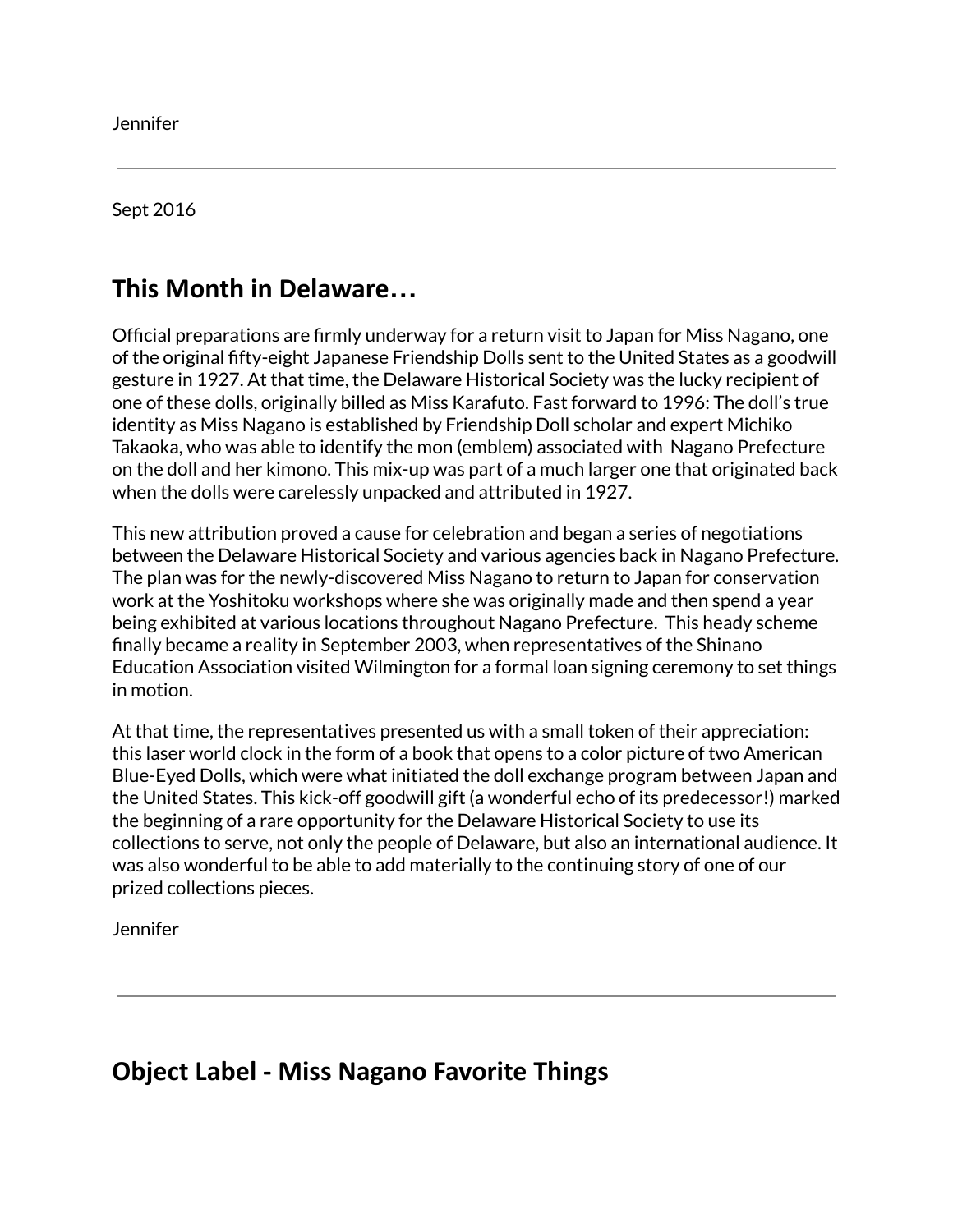Jennifer

---

Sept 2016

## This Month in Delaware…

Official preparations are firmly underway for a return visit to Japan for Miss Nagano, one of the original fifty-eight Japanese Friendship Dolls sent to the United States as a goodwill gesture in 1927. At that time, the Delaware Historical Society was the lucky recipient of one of these dolls, originally billed as Miss Karafuto. Fast forward to 1996: The doll's true identity as Miss Nagano is established by Friendship Doll scholar and expert Michiko Takaoka, who was able to identify the mon (emblem) associated with Nagano Prefecture on the doll and her kimono. This mix-up was part of a much larger one that originated back when the dolls were carelessly unpacked and attributed in 1927.

This new attribution proved a cause for celebration and began a series of negotiations between the Delaware Historical Society and various agencies back in Nagano Prefecture. The plan was for the newly-discovered Miss Nagano to return to Japan for conservation work at the Yoshitoku workshops where she was originally made and then spend a year being exhibited at various locations throughout Nagano Prefecture. This heady scheme finally became a reality in September 2003, when representatives of the Shinano Education Association visited Wilmington for a formal loan signing ceremony to set things in motion.

At that time, the representatives presented us with a small token of their appreciation: this laser world clock in the form of a book that opens to a color picture of two American Blue-Eyed Dolls, which were what initiated the doll exchange program between Japan and the United States. This kick-off goodwill gift (a wonderful echo of its predecessor!) marked the beginning of a rare opportunity for the Delaware Historical Society to use its collections to serve, not only the people of Delaware, but also an international audience. It was also wonderful to be able to add materially to the continuing story of one of our prized collections pieces.

Jennifer

---

## Object Label - Miss Nagano Favorite Things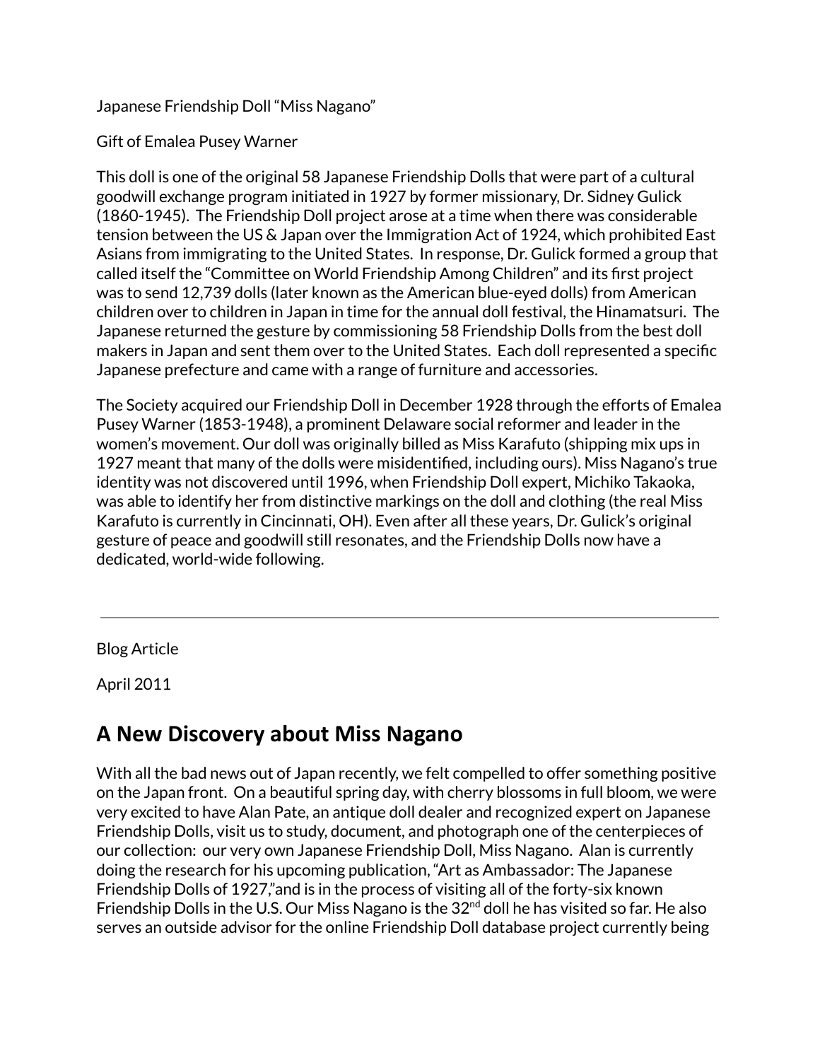Japanese Friendship Doll "Miss Nagano"

Gift of Emalea Pusey Warner

This doll is one of the original 58 Japanese Friendship Dolls that were part of a cultural goodwill exchange program initiated in 1927 by former missionary, Dr. Sidney Gulick (1860-1945). The Friendship Doll project arose at a time when there was considerable tension between the US & Japan over the Immigration Act of 1924, which prohibited East Asians from immigrating to the United States. In response, Dr. Gulick formed a group that called itself the "Committee on World Friendship Among Children" and its first project was to send 12,739 dolls (later known as the American blue-eyed dolls) from American children over to children in Japan in time for the annual doll festival, the Hinamatsuri. The Japanese returned the gesture by commissioning 58 Friendship Dolls from the best doll makers in Japan and sent them over to the United States. Each doll represented a specific Japanese prefecture and came with a range of furniture and accessories.

The Society acquired our Friendship Doll in December 1928 through the efforts of Emalea Pusey Warner (1853-1948), a prominent Delaware social reformer and leader in the women's movement. Our doll was originally billed as Miss Karafuto (shipping mix ups in 1927 meant that many of the dolls were misidentified, including ours). Miss Nagano's true identity was not discovered until 1996, when Friendship Doll expert, Michiko Takaoka, was able to identify her from distinctive markings on the doll and clothing (the real Miss Karafuto is currently in Cincinnati, OH). Even after all these years, Dr. Gulick's original gesture of peace and goodwill still resonates, and the Friendship Dolls now have a dedicated, world-wide following.

---

Blog Article

April 2011

## A New Discovery about Miss Nagano

With all the bad news out of Japan recently, we felt compelled to offer something positive on the Japan front. On a beautiful spring day, with cherry blossoms in full bloom, we were very excited to have Alan Pate, an antique doll dealer and recognized expert on Japanese Friendship Dolls, visit us to study, document, and photograph one of the centerpieces of our collection: our very own Japanese Friendship Doll, Miss Nagano. Alan is currently doing the research for his upcoming publication, "Art as Ambassador: The Japanese Friendship Dolls of 1927,"and is in the process of visiting all of the forty-six known Friendship Dolls in the U.S. Our Miss Nagano is the 32nd doll he has visited so far. He also serves an outside advisor for the online Friendship Doll database project currently being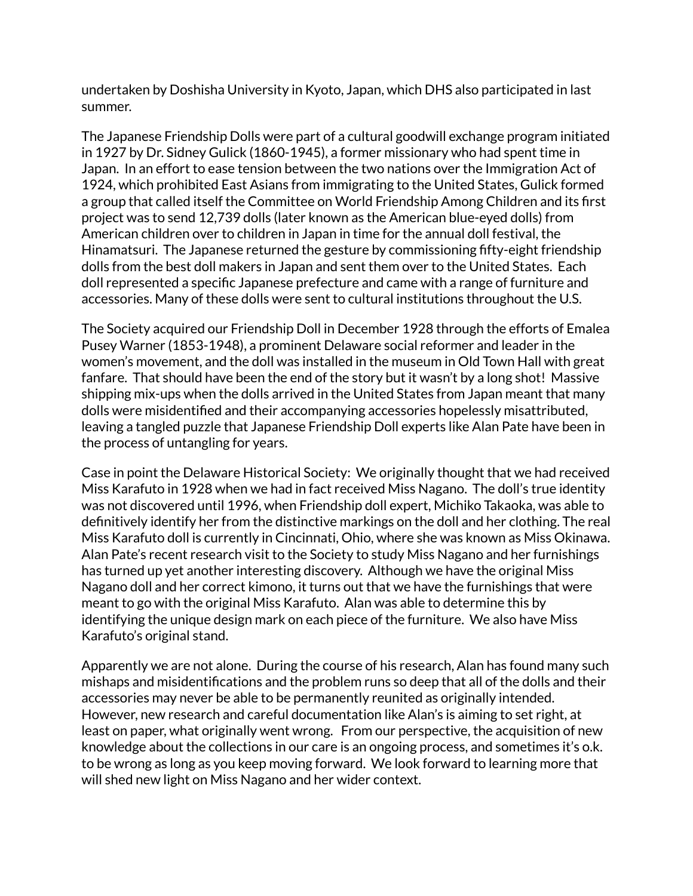undertaken by Doshisha University in Kyoto, Japan, which DHS also participated in last summer.

The Japanese Friendship Dolls were part of a cultural goodwill exchange program initiated in 1927 by Dr. Sidney Gulick (1860-1945), a former missionary who had spent time in Japan. In an effort to ease tension between the two nations over the Immigration Act of 1924, which prohibited East Asians from immigrating to the United States, Gulick formed a group that called itself the Committee on World Friendship Among Children and its first project was to send 12,739 dolls (later known as the American blue-eyed dolls) from American children over to children in Japan in time for the annual doll festival, the Hinamatsuri. The Japanese returned the gesture by commissioning fifty-eight friendship dolls from the best doll makers in Japan and sent them over to the United States. Each doll represented a specific Japanese prefecture and came with a range of furniture and accessories. Many of these dolls were sent to cultural institutions throughout the U.S.

The Society acquired our Friendship Doll in December 1928 through the efforts of Emalea Pusey Warner (1853-1948), a prominent Delaware social reformer and leader in the women's movement, and the doll was installed in the museum in Old Town Hall with great fanfare. That should have been the end of the story but it wasn't by a long shot! Massive shipping mix-ups when the dolls arrived in the United States from Japan meant that many dolls were misidentified and their accompanying accessories hopelessly misattributed, leaving a tangled puzzle that Japanese Friendship Doll experts like Alan Pate have been in the process of untangling for years.

Case in point the Delaware Historical Society: We originally thought that we had received Miss Karafuto in 1928 when we had in fact received Miss Nagano. The doll's true identity was not discovered until 1996, when Friendship doll expert, Michiko Takaoka, was able to definitively identify her from the distinctive markings on the doll and her clothing. The real Miss Karafuto doll is currently in Cincinnati, Ohio, where she was known as Miss Okinawa. Alan Pate's recent research visit to the Society to study Miss Nagano and her furnishings has turned up yet another interesting discovery. Although we have the original Miss Nagano doll and her correct kimono, it turns out that we have the furnishings that were meant to go with the original Miss Karafuto. Alan was able to determine this by identifying the unique design mark on each piece of the furniture. We also have Miss Karafuto's original stand.

Apparently we are not alone. During the course of his research, Alan has found many such mishaps and misidentifications and the problem runs so deep that all of the dolls and their accessories may never be able to be permanently reunited as originally intended. However, new research and careful documentation like Alan's is aiming to set right, at least on paper, what originally went wrong. From our perspective, the acquisition of new knowledge about the collections in our care is an ongoing process, and sometimes it's o.k. to be wrong as long as you keep moving forward. We look forward to learning more that will shed new light on Miss Nagano and her wider context.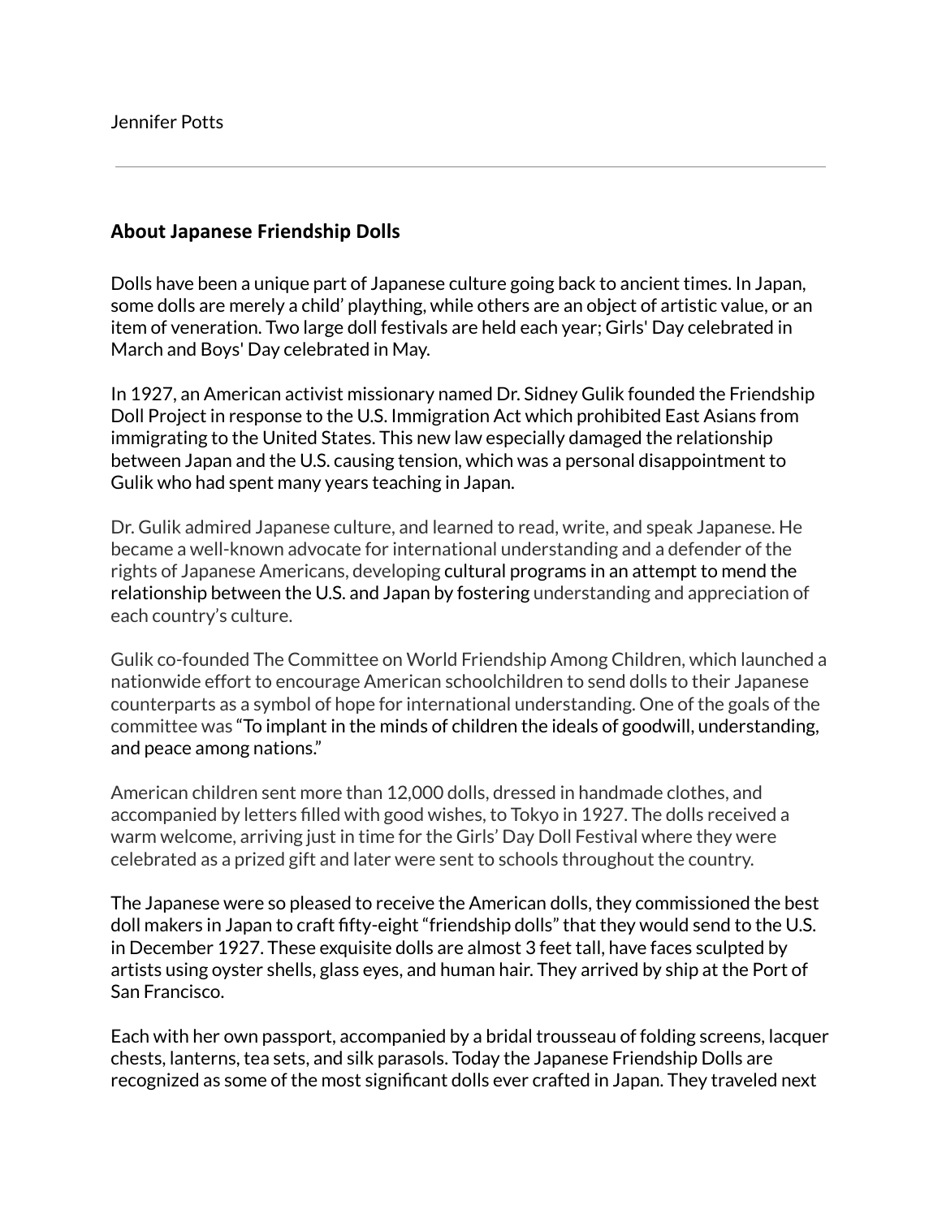Jennifer Potts

---

### About Japanese Friendship Dolls

Dolls have been a unique part of Japanese culture going back to ancient times. In Japan, some dolls are merely a child' plaything, while others are an object of artistic value, or an item of veneration. Two large doll festivals are held each year; Girls' Day celebrated in March and Boys' Day celebrated in May.

In 1927, an American activist missionary named Dr. Sidney Gulik founded the Friendship Doll Project in response to the U.S. Immigration Act which prohibited East Asians from immigrating to the United States. This new law especially damaged the relationship between Japan and the U.S. causing tension, which was a personal disappointment to Gulik who had spent many years teaching in Japan.

Dr. Gulik admired Japanese culture, and learned to read, write, and speak Japanese. He became a well-known advocate for international understanding and a defender of the rights of Japanese Americans, developing cultural programs in an attempt to mend the relationship between the U.S. and Japan by fostering understanding and appreciation of each country's culture.

Gulik co-founded The Committee on World Friendship Among Children, which launched a nationwide effort to encourage American schoolchildren to send dolls to their Japanese counterparts as a symbol of hope for international understanding. One of the goals of the committee was "To implant in the minds of children the ideals of goodwill, understanding, and peace among nations."

American children sent more than 12,000 dolls, dressed in handmade clothes, and accompanied by letters filled with good wishes, to Tokyo in 1927. The dolls received a warm welcome, arriving just in time for the Girls' Day Doll Festival where they were celebrated as a prized gift and later were sent to schools throughout the country.

The Japanese were so pleased to receive the American dolls, they commissioned the best doll makers in Japan to craft fifty-eight "friendship dolls" that they would send to the U.S. in December 1927. These exquisite dolls are almost 3 feet tall, have faces sculpted by artists using oyster shells, glass eyes, and human hair. They arrived by ship at the Port of San Francisco.

Each with her own passport, accompanied by a bridal trousseau of folding screens, lacquer chests, lanterns, tea sets, and silk parasols. Today the Japanese Friendship Dolls are recognized as some of the most significant dolls ever crafted in Japan. They traveled next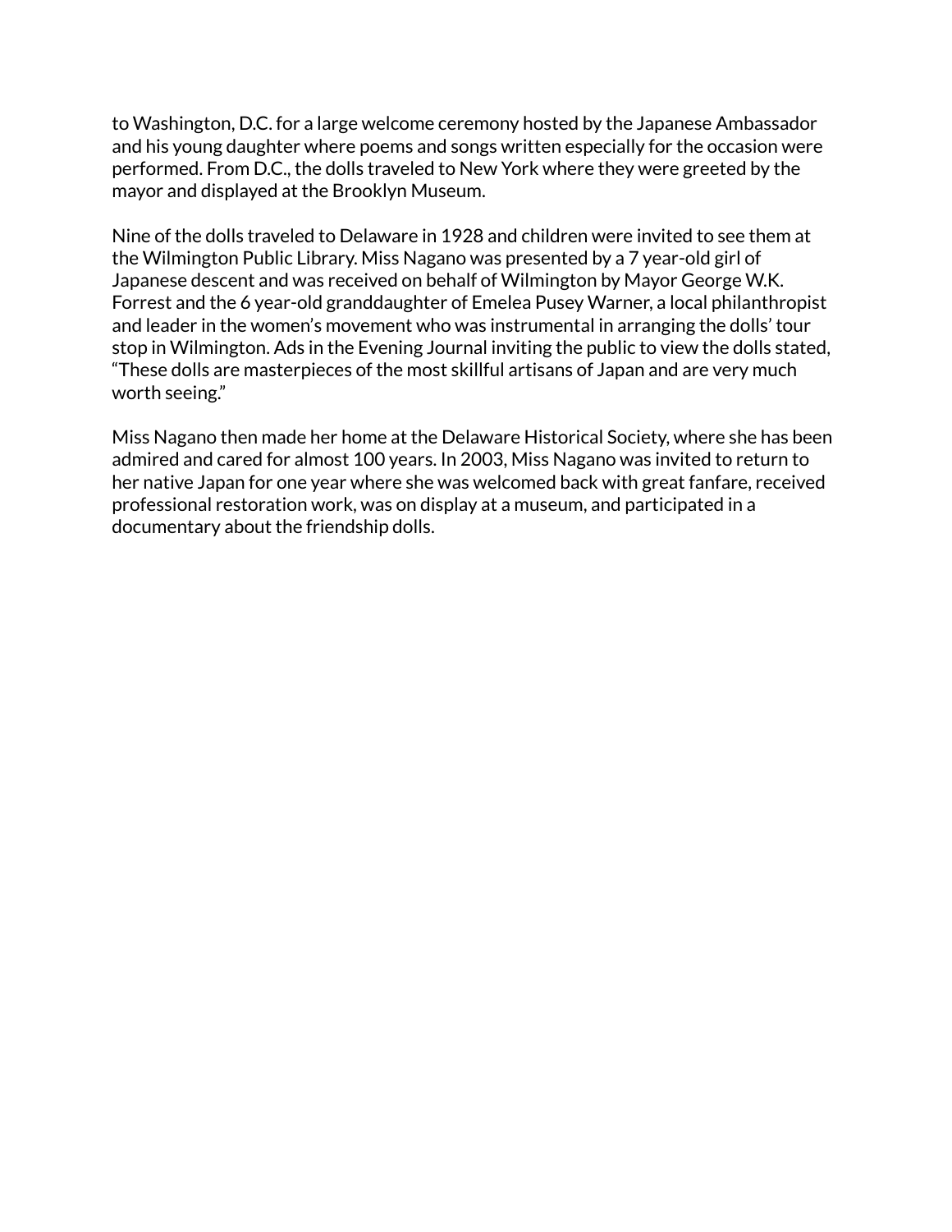to Washington, D.C. for a large welcome ceremony hosted by the Japanese Ambassador and his young daughter where poems and songs written especially for the occasion were performed. From D.C., the dolls traveled to New York where they were greeted by the mayor and displayed at the Brooklyn Museum.

Nine of the dolls traveled to Delaware in 1928 and children were invited to see them at the Wilmington Public Library. Miss Nagano was presented by a 7 year-old girl of Japanese descent and was received on behalf of Wilmington by Mayor George W.K. Forrest and the 6 year-old granddaughter of Emelea Pusey Warner, a local philanthropist and leader in the women's movement who was instrumental in arranging the dolls' tour stop in Wilmington. Ads in the Evening Journal inviting the public to view the dolls stated, "These dolls are masterpieces of the most skillful artisans of Japan and are very much worth seeing."

Miss Nagano then made her home at the Delaware Historical Society, where she has been admired and cared for almost 100 years. In 2003, Miss Nagano was invited to return to her native Japan for one year where she was welcomed back with great fanfare, received professional restoration work, was on display at a museum, and participated in a documentary about the friendship dolls.